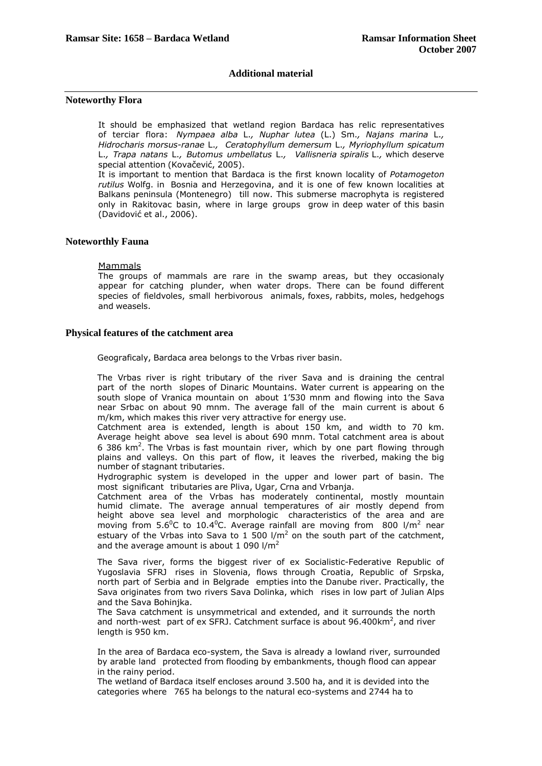## Additional material

### Noteworthy Flora

It should be emphasized that wetland region Bardaca has relic representatives of terciar flora: *Nympaea alba* L.*, Nuphar lutea* (L.) Sm.*, Najans marina* L.*, Hidrocharis morsus-ranae* L.*, Ceratophyllum demersum* L.*, Myriophyllum spicatum* L.*, Trapa natans* L.*, Butomus umbellatus* L.*, Vallisneria spiralis* L.*,* which deserve special attention (Kovačević, 2005).

It is important to mention that Bardaca is the first known locality of *Potamogeton rutilus* Wolfg. in Bosnia and Herzegovina, and it is one of few known localities at Balkans peninsula (Montenegro) till now. This submerse macrophyta is registered only in Rakitovac basin, where in large groups grow in deep water of this basin (Davidović et al., 2006).

### Noteworthly Fauna

Mammals

The groups of mammals are rare in the swamp areas, but they occasionaly appear for catching plunder, when water drops. There can be found different species of fieldvoles, small herbivorous animals, foxes, rabbits, moles, hedgehogs and weasels.

### Physical features of the catchment area

Geograficaly, Bardaca area belongs to the Vrbas river basin.

The Vrbas river is right tributary of the river Sava and is draining the central part of the north slopes of Dinaric Mountains. Water current is appearing on the south slope of Vranica mountain on about 1'530 mnm and flowing into the Sava near Srbac on about 90 mnm. The average fall of the main current is about 6 m/km, which makes this river very attractive for energy use.

Catchment area is extended, length is about 150 km, and width to 70 km. Average height above sea level is about 690 mnm. Total catchment area is about 6 386 km$^2$. The Vrbas is fast mountain river, which by one part flowing through plains and valleys. On this part of flow, it leaves the riverbed, making the big number of stagnant tributaries.

Hydrographic system is developed in the upper and lower part of basin. The most significant tributaries are Pliva, Ugar, Crna and Vrbanja.

Catchment area of the Vrbas has moderately continental, mostly mountain humid climate. The average annual temperatures of air mostly depend from height above sea level and morphologic characteristics of the area and are moving from 5.6$^0$C to 10.4$^0$C. Average rainfall are moving from 800 l/m$^2$ near estuary of the Vrbas into Sava to 1 500 l/m$^2$ on the south part of the catchment, and the average amount is about 1 090 l/m$^2$

The Sava river, forms the biggest river of ex Socialistic-Federative Republic of Yugoslavia SFRJ rises in Slovenia, flows through Croatia, Republic of Srpska, north part of Serbia and in Belgrade empties into the Danube river. Practically, the Sava originates from two rivers Sava Dolinka, which rises in low part of Julian Alps and the Sava Bohinjka.

The Sava catchment is unsymmetrical and extended, and it surrounds the north and north-west part of ex SFRJ. Catchment surface is about 96.400km$^2$, and river length is 950 km.

In the area of Bardaca eco-system, the Sava is already a lowland river, surrounded by arable land protected from flooding by embankments, though flood can appear in the rainy period.

The wetland of Bardaca itself encloses around 3.500 ha, and it is devided into the categories where 765 ha belongs to the natural eco-systems and 2744 ha to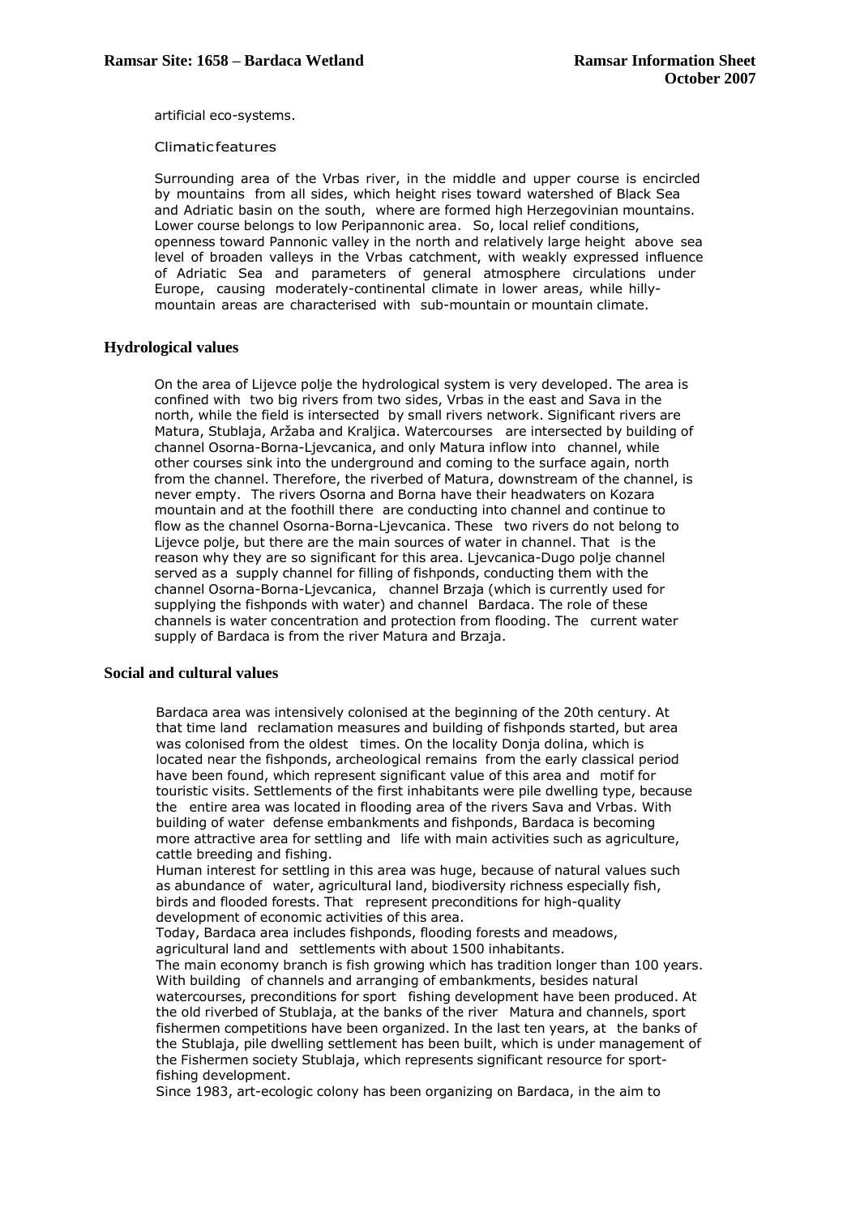artificial eco-systems.

Climatic features

Surrounding area of the Vrbas river, in the middle and upper course is encircled by mountains from all sides, which height rises toward watershed of Black Sea and Adriatic basin on the south, where are formed high Herzegovinian mountains. Lower course belongs to low Peripannonic area. So, local relief conditions, openness toward Pannonic valley in the north and relatively large height above sea level of broaden valleys in the Vrbas catchment, with weakly expressed influence of Adriatic Sea and parameters of general atmosphere circulations under Europe, causing moderately-continental climate in lower areas, while hilly-mountain areas are characterised with sub-mountain or mountain climate.

## Hydrological values

On the area of Lijevce polje the hydrological system is very developed. The area is confined with two big rivers from two sides, Vrbas in the east and Sava in the north, while the field is intersected by small rivers network. Significant rivers are Matura, Stublaja, Aržaba and Kraljica. Watercourses are intersected by building of channel Osorna-Borna-Ljevcanica, and only Matura inflow into channel, while other courses sink into the underground and coming to the surface again, north from the channel. Therefore, the riverbed of Matura, downstream of the channel, is never empty. The rivers Osorna and Borna have their headwaters on Kozara mountain and at the foothill there are conducting into channel and continue to flow as the channel Osorna-Borna-Ljevcanica. These two rivers do not belong to Lijevce polje, but there are the main sources of water in channel. That is the reason why they are so significant for this area. Ljevcanica-Dugo polje channel served as a supply channel for filling of fishponds, conducting them with the channel Osorna-Borna-Ljevcanica, channel Brzaja (which is currently used for supplying the fishponds with water) and channel Bardaca. The role of these channels is water concentration and protection from flooding. The current water supply of Bardaca is from the river Matura and Brzaja.

## Social and cultural values

Bardaca area was intensively colonised at the beginning of the 20th century. At that time land reclamation measures and building of fishponds started, but area was colonised from the oldest times. On the locality Donja dolina, which is located near the fishponds, archeological remains from the early classical period have been found, which represent significant value of this area and motif for touristic visits. Settlements of the first inhabitants were pile dwelling type, because the entire area was located in flooding area of the rivers Sava and Vrbas. With building of water defense embankments and fishponds, Bardaca is becoming more attractive area for settling and life with main activities such as agriculture, cattle breeding and fishing.

Human interest for settling in this area was huge, because of natural values such as abundance of water, agricultural land, biodiversity richness especially fish, birds and flooded forests. That represent preconditions for high-quality development of economic activities of this area.

Today, Bardaca area includes fishponds, flooding forests and meadows, agricultural land and settlements with about 1500 inhabitants.

The main economy branch is fish growing which has tradition longer than 100 years. With building of channels and arranging of embankments, besides natural watercourses, preconditions for sport fishing development have been produced. At the old riverbed of Stublaja, at the banks of the river Matura and channels, sport fishermen competitions have been organized. In the last ten years, at the banks of the Stublaja, pile dwelling settlement has been built, which is under management of the Fishermen society Stublaja, which represents significant resource for sport-fishing development.

Since 1983, art-ecologic colony has been organizing on Bardaca, in the aim to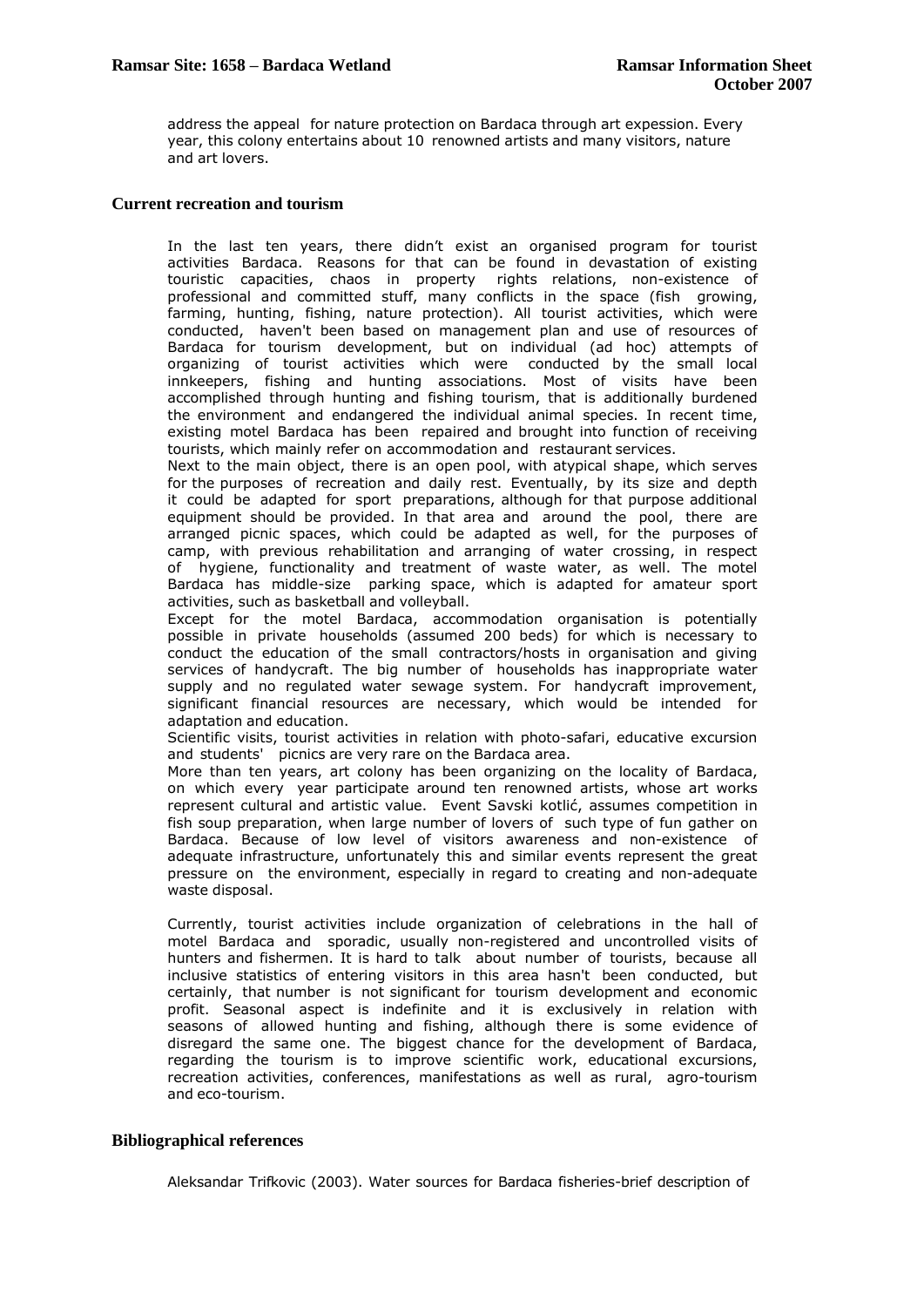address the appeal for nature protection on Bardaca through art expession. Every year, this colony entertains about 10 renowned artists and many visitors, nature and art lovers.

## Current recreation and tourism

In the last ten years, there didn't exist an organised program for tourist activities Bardaca. Reasons for that can be found in devastation of existing touristic capacities, chaos in property rights relations, non-existence of professional and committed stuff, many conflicts in the space (fish growing, farming, hunting, fishing, nature protection). All tourist activities, which were conducted, haven't been based on management plan and use of resources of Bardaca for tourism development, but on individual (ad hoc) attempts of organizing of tourist activities which were conducted by the small local innkeepers, fishing and hunting associations. Most of visits have been accomplished through hunting and fishing tourism, that is additionally burdened the environment and endangered the individual animal species. In recent time, existing motel Bardaca has been repaired and brought into function of receiving tourists, which mainly refer on accommodation and restaurant services.

Next to the main object, there is an open pool, with atypical shape, which serves for the purposes of recreation and daily rest. Eventually, by its size and depth it could be adapted for sport preparations, although for that purpose additional equipment should be provided. In that area and around the pool, there are arranged picnic spaces, which could be adapted as well, for the purposes of camp, with previous rehabilitation and arranging of water crossing, in respect of hygiene, functionality and treatment of waste water, as well. The motel Bardaca has middle-size parking space, which is adapted for amateur sport activities, such as basketball and volleyball.

Except for the motel Bardaca, accommodation organisation is potentially possible in private households (assumed 200 beds) for which is necessary to conduct the education of the small contractors/hosts in organisation and giving services of handycraft. The big number of households has inappropriate water supply and no regulated water sewage system. For handycraft improvement, significant financial resources are necessary, which would be intended for adaptation and education.

Scientific visits, tourist activities in relation with photo-safari, educative excursion and students' picnics are very rare on the Bardaca area.

More than ten years, art colony has been organizing on the locality of Bardaca, on which every year participate around ten renowned artists, whose art works represent cultural and artistic value. Event Savski kotlić, assumes competition in fish soup preparation, when large number of lovers of such type of fun gather on Bardaca. Because of low level of visitors awareness and non-existence of adequate infrastructure, unfortunately this and similar events represent the great pressure on the environment, especially in regard to creating and non-adequate waste disposal.

Currently, tourist activities include organization of celebrations in the hall of motel Bardaca and sporadic, usually non-registered and uncontrolled visits of hunters and fishermen. It is hard to talk about number of tourists, because all inclusive statistics of entering visitors in this area hasn't been conducted, but certainly, that number is not significant for tourism development and economic profit. Seasonal aspect is indefinite and it is exclusively in relation with seasons of allowed hunting and fishing, although there is some evidence of disregard the same one. The biggest chance for the development of Bardaca, regarding the tourism is to improve scientific work, educational excursions, recreation activities, conferences, manifestations as well as rural, agro-tourism and eco-tourism.

## Bibliographical references

Aleksandar Trifkovic (2003). Water sources for Bardaca fisheries-brief description of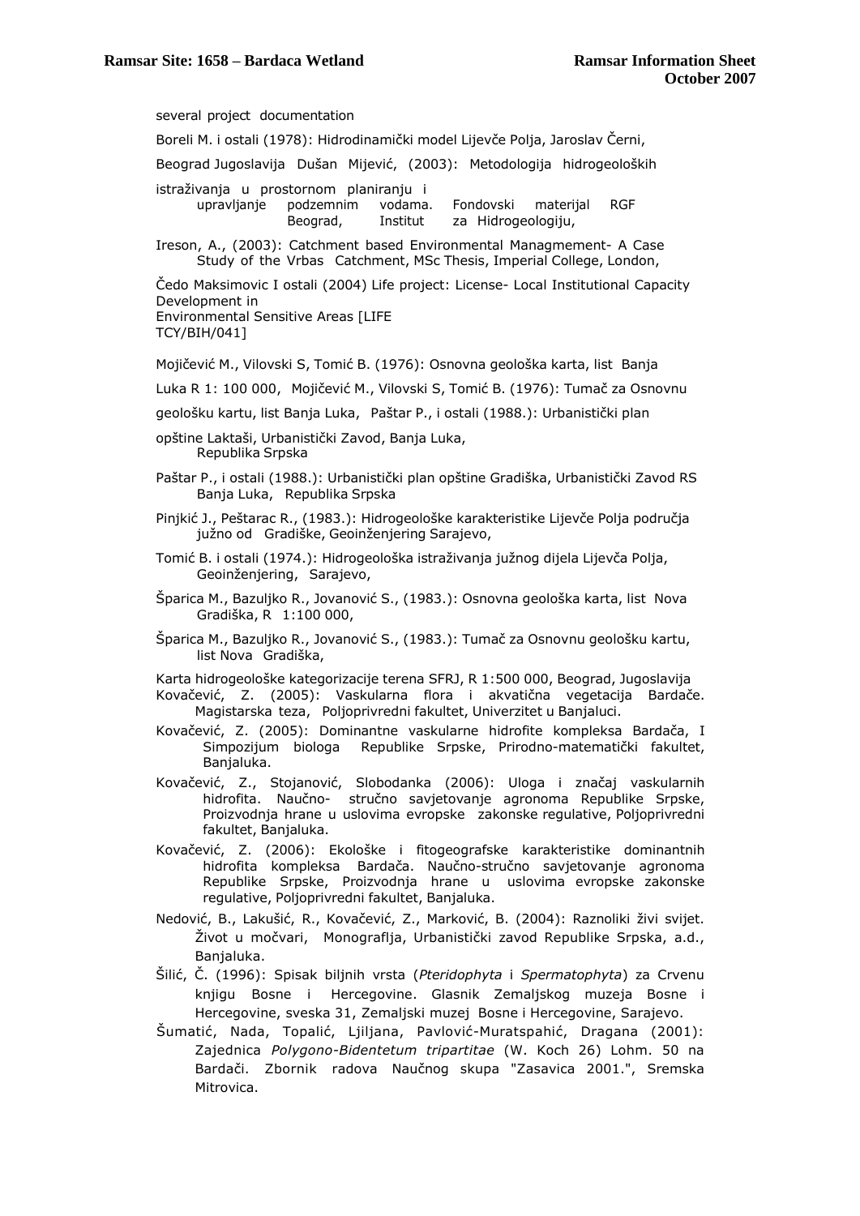several project documentation

Boreli M. i ostali (1978): Hidrodinamički model Lijevče Polja, Jaroslav Černi, Beograd Jugoslavija

Dušan Mijević, (2003): Metodologija hidrogeoloških istraživanja u prostornom planiranju i upravljanje podzemnim vodama. Fondovski materijal RGF Beograd, Institut za Hidrogeologiju,

Ireson, A., (2003): Catchment based Environmental Managmement- A Case Study of the Vrbas Catchment, MSc Thesis, Imperial College, London,

Čedo Maksimovic I ostali (2004) Life project: License- Local Institutional Capacity Development in Environmental Sensitive Areas [LIFE TCY/BIH/041]

Mojičević M., Vilovski S, Tomić B. (1976): Osnovna geološka karta, list Banja Luka R 1: 100 000,

Mojičević M., Vilovski S, Tomić B. (1976): Tumač za Osnovnu geološku kartu, list Banja Luka,

Paštar P., i ostali (1988.): Urbanistički plan opštine Laktaši, Urbanistički Zavod, Banja Luka, Republika Srpska

Paštar P., i ostali (1988.): Urbanistički plan opštine Gradiška, Urbanistički Zavod RS Banja Luka, Republika Srpska

Pinjkić J., Peštarac R., (1983.): Hidrogeološke karakteristike Lijevče Polja područja južno od Gradiške, Geoinženjering Sarajevo,

Tomić B. i ostali (1974.): Hidrogeološka istraživanja južnog dijela Lijevča Polja, Geoinženjering, Sarajevo,

Šparica M., Bazuljko R., Jovanović S., (1983.): Osnovna geološka karta, list Nova Gradiška, R 1:100 000,

Šparica M., Bazuljko R., Jovanović S., (1983.): Tumač za Osnovnu geološku kartu, list Nova Gradiška,

Karta hidrogeološke kategorizacije terena SFRJ, R 1:500 000, Beograd, Jugoslavija

Kovačević, Z. (2005): Vaskularna flora i akvatična vegetacija Bardače. Magistarska teza, Poljoprivredni fakultet, Univerzitet u Banjaluci.

Kovačević, Z. (2005): Dominantne vaskularne hidrofite kompleksa Bardača, I Simpozijum biologa Republike Srpske, Prirodno-matematički fakultet, Banjaluka.

Kovačević, Z., Stojanović, Slobodanka (2006): Uloga i značaj vaskularnih hidrofita. Naučno- stručno savjetovanje agronoma Republike Srpske, Proizvodnja hrane u uslovima evropske zakonske regulative, Poljoprivredni fakultet, Banjaluka.

Kovačević, Z. (2006): Ekološke i fitogeografske karakteristike dominantnih hidrofita kompleksa Bardača. Naučno-stručno savjetovanje agronoma Republike Srpske, Proizvodnja hrane u uslovima evropske zakonske regulative, Poljoprivredni fakultet, Banjaluka.

Nedović, B., Lakušić, R., Kovačević, Z., Marković, B. (2004): Raznoliki živi svijet. Život u močvari, Monograflja, Urbanistički zavod Republike Srpska, a.d., Banjaluka.

Šilić, Č. (1996): Spisak biljnih vrsta (*Pteridophyta* i *Spermatophyta*) za Crvenu knjigu Bosne i Hercegovine. Glasnik Zemaljskog muzeja Bosne i Hercegovine, sveska 31, Zemaljski muzej Bosne i Hercegovine, Sarajevo.

Šumatić, Nada, Topalić, Ljiljana, Pavlović-Muratspahić, Dragana (2001): Zajednica *Polygono-Bidentetum tripartitae* (W. Koch 26) Lohm. 50 na Bardači. Zbornik radova Naučnog skupa "Zasavica 2001.", Sremska Mitrovica.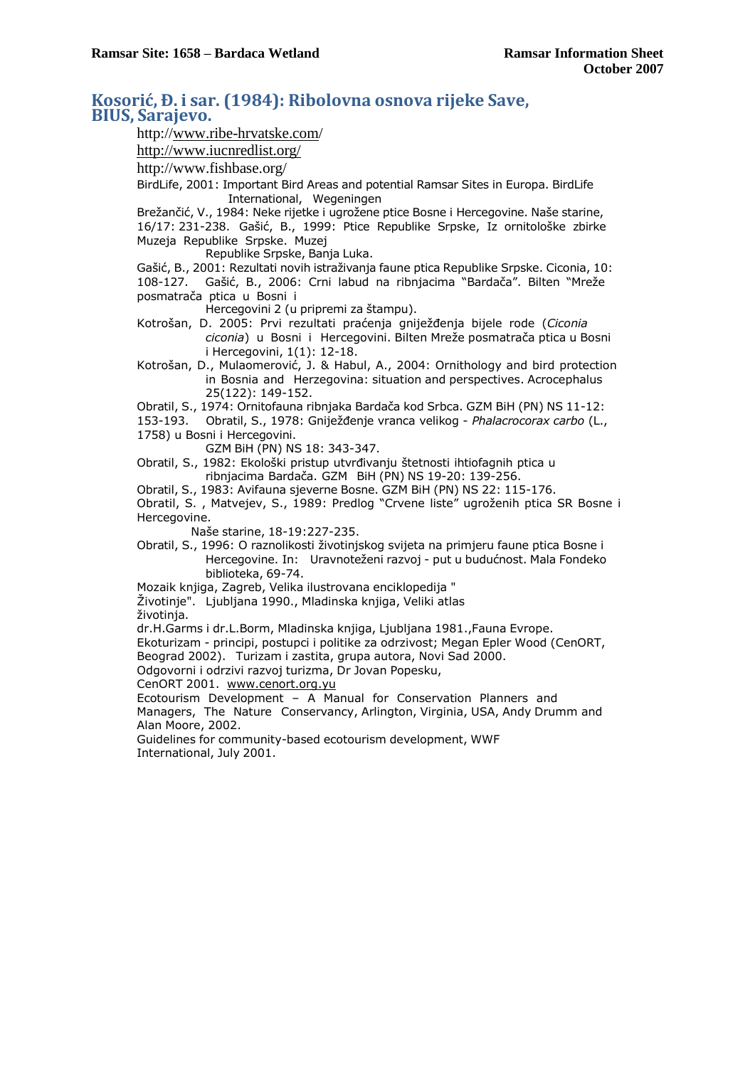## Kosorić, Đ. i sar. (1984): Ribolovna osnova rijeke Save, BIUS, Sarajevo.

http://www.ribe-hrvatske.com/

http://www.iucnredlist.org/

http://www.fishbase.org/

BirdLife, 2001: Important Bird Areas and potential Ramsar Sites in Europa. BirdLife International, Wegeningen

Brežančić, V., 1984: Neke rijetke i ugrožene ptice Bosne i Hercegovine. Naše starine, 16/17: 231-238. Gašić, B., 1999: Ptice Republike Srpske, Iz ornitološke zbirke Muzeja Republike Srpske. Muzej Republike Srpske, Banja Luka.

Gašić, B., 2001: Rezultati novih istraživanja faune ptica Republike Srpske. Ciconia, 10: 108-127. Gašić, B., 2006: Crni labud na ribnjacima "Bardača". Bilten "Mreže posmatrača ptica u Bosni i Hercegovini 2 (u pripremi za štampu).

Kotrošan, D. 2005: Prvi rezultati praćenja gniježđenja bijele rode (*Ciconia ciconia*) u Bosni i Hercegovini. Bilten Mreže posmatrača ptica u Bosni i Hercegovini, 1(1): 12-18.

Kotrošan, D., Mulaomerović, J. & Habul, A., 2004: Ornithology and bird protection in Bosnia and Herzegovina: situation and perspectives. Acrocephalus 25(122): 149-152.

Obratil, S., 1974: Ornitofauna ribnjaka Bardača kod Srbca. GZM BiH (PN) NS 11-12: 153-193. Obratil, S., 1978: Gniježđenje vranca velikog - *Phalacrocorax carbo* (L., 1758) u Bosni i Hercegovini. GZM BiH (PN) NS 18: 343-347.

Obratil, S., 1982: Ekološki pristup utvrđivanju štetnosti ihtiofagnih ptica u ribnjacima Bardača. GZM BiH (PN) NS 19-20: 139-256.

Obratil, S., 1983: Avifauna sjeverne Bosne. GZM BiH (PN) NS 22: 115-176.

Obratil, S. , Matvejev, S., 1989: Predlog "Crvene liste" ugroženih ptica SR Bosne i Hercegovine. Naše starine, 18-19:227-235.

Obratil, S., 1996: O raznolikosti životinjskog svijeta na primjeru faune ptica Bosne i Hercegovine. In: Uravnoteženi razvoj - put u budućnost. Mala Fondeko biblioteka, 69-74.

Mozaik knjiga, Zagreb, Velika ilustrovana enciklopedija " Životinje". Ljubljana 1990., Mladinska knjiga, Veliki atlas životinja.

dr.H.Garms i dr.L.Borm, Mladinska knjiga, Ljubljana 1981.,Fauna Evrope.

Ekoturizam - principi, postupci i politike za odrzivost; Megan Epler Wood (CenORT, Beograd 2002). Turizam i zastita, grupa autora, Novi Sad 2000.

Odgovorni i odrzivi razvoj turizma, Dr Jovan Popesku, CenORT 2001. www.cenort.org.yu

Ecotourism Development – A Manual for Conservation Planners and Managers, The Nature Conservancy, Arlington, Virginia, USA, Andy Drumm and Alan Moore, 2002.

Guidelines for community-based ecotourism development, WWF International, July 2001.